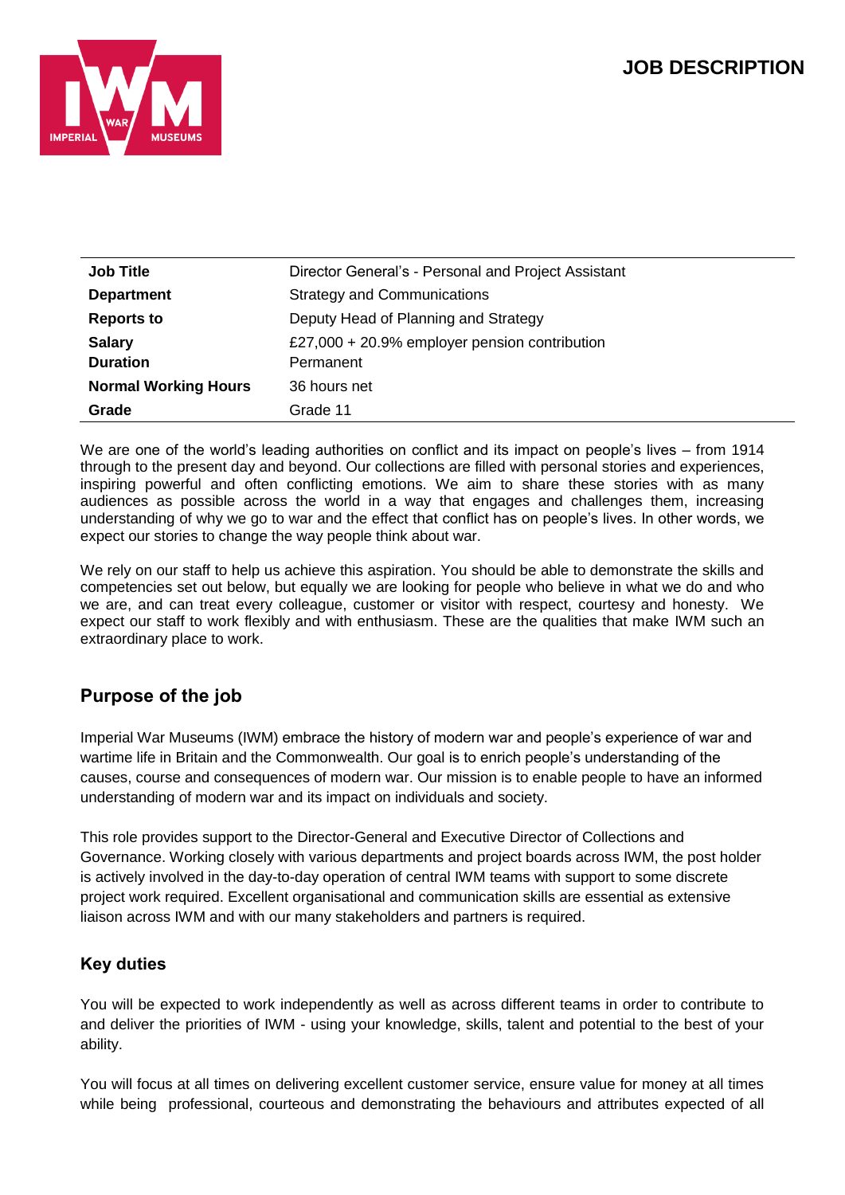# JOB DESCRIPTION

| | |
|---|---|
| **Job Title** | Director General's - Personal and Project Assistant |
| **Department** | Strategy and Communications |
| **Reports to** | Deputy Head of Planning and Strategy |
| **Salary** | £27,000 + 20.9% employer pension contribution |
| **Duration** | Permanent |
| **Normal Working Hours** | 36 hours net |
| **Grade** | Grade 11 |

We are one of the world's leading authorities on conflict and its impact on people's lives – from 1914 through to the present day and beyond. Our collections are filled with personal stories and experiences, inspiring powerful and often conflicting emotions. We aim to share these stories with as many audiences as possible across the world in a way that engages and challenges them, increasing understanding of why we go to war and the effect that conflict has on people's lives. In other words, we expect our stories to change the way people think about war.

We rely on our staff to help us achieve this aspiration. You should be able to demonstrate the skills and competencies set out below, but equally we are looking for people who believe in what we do and who we are, and can treat every colleague, customer or visitor with respect, courtesy and honesty. We expect our staff to work flexibly and with enthusiasm. These are the qualities that make IWM such an extraordinary place to work.

## Purpose of the job

Imperial War Museums (IWM) embrace the history of modern war and people's experience of war and wartime life in Britain and the Commonwealth. Our goal is to enrich people's understanding of the causes, course and consequences of modern war. Our mission is to enable people to have an informed understanding of modern war and its impact on individuals and society.

This role provides support to the Director-General and Executive Director of Collections and Governance. Working closely with various departments and project boards across IWM, the post holder is actively involved in the day-to-day operation of central IWM teams with support to some discrete project work required. Excellent organisational and communication skills are essential as extensive liaison across IWM and with our many stakeholders and partners is required.

### Key duties

You will be expected to work independently as well as across different teams in order to contribute to and deliver the priorities of IWM - using your knowledge, skills, talent and potential to the best of your ability.

You will focus at all times on delivering excellent customer service, ensure value for money at all times while being professional, courteous and demonstrating the behaviours and attributes expected of all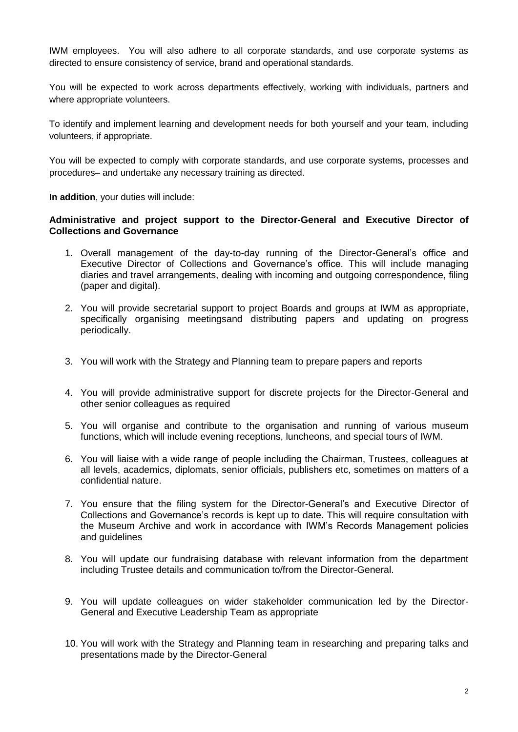IWM employees. You will also adhere to all corporate standards, and use corporate systems as directed to ensure consistency of service, brand and operational standards.

You will be expected to work across departments effectively, working with individuals, partners and where appropriate volunteers.

To identify and implement learning and development needs for both yourself and your team, including volunteers, if appropriate.

You will be expected to comply with corporate standards, and use corporate systems, processes and procedures– and undertake any necessary training as directed.

**In addition**, your duties will include:

**Administrative and project support to the Director-General and Executive Director of Collections and Governance**

1. Overall management of the day-to-day running of the Director-General's office and Executive Director of Collections and Governance's office. This will include managing diaries and travel arrangements, dealing with incoming and outgoing correspondence, filing (paper and digital).

2. You will provide secretarial support to project Boards and groups at IWM as appropriate, specifically organising meetingsand distributing papers and updating on progress periodically.

3. You will work with the Strategy and Planning team to prepare papers and reports

4. You will provide administrative support for discrete projects for the Director-General and other senior colleagues as required

5. You will organise and contribute to the organisation and running of various museum functions, which will include evening receptions, luncheons, and special tours of IWM.

6. You will liaise with a wide range of people including the Chairman, Trustees, colleagues at all levels, academics, diplomats, senior officials, publishers etc, sometimes on matters of a confidential nature.

7. You ensure that the filing system for the Director-General's and Executive Director of Collections and Governance's records is kept up to date. This will require consultation with the Museum Archive and work in accordance with IWM's Records Management policies and guidelines

8. You will update our fundraising database with relevant information from the department including Trustee details and communication to/from the Director-General.

9. You will update colleagues on wider stakeholder communication led by the Director-General and Executive Leadership Team as appropriate

10. You will work with the Strategy and Planning team in researching and preparing talks and presentations made by the Director-General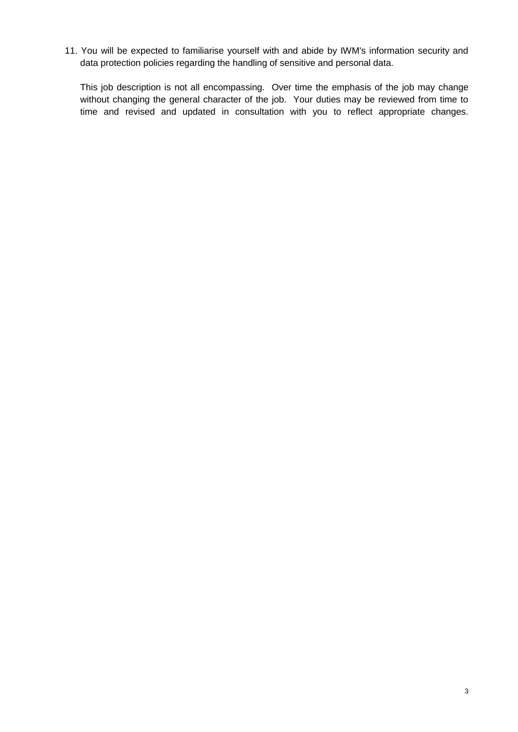11. You will be expected to familiarise yourself with and abide by IWM's information security and data protection policies regarding the handling of sensitive and personal data.

    This job description is not all encompassing. Over time the emphasis of the job may change without changing the general character of the job. Your duties may be reviewed from time to time and revised and updated in consultation with you to reflect appropriate changes.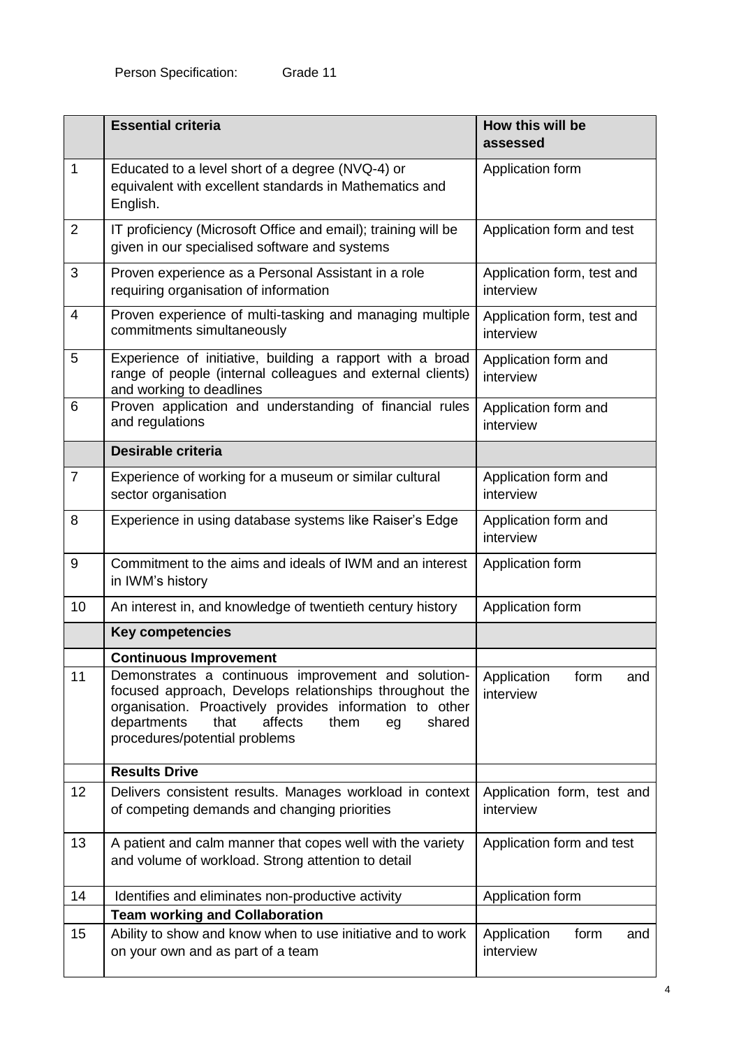Person Specification: Grade 11

| | Essential criteria | How this will be assessed |
|---|---|---|
| 1 | Educated to a level short of a degree (NVQ-4) or equivalent with excellent standards in Mathematics and English. | Application form |
| 2 | IT proficiency (Microsoft Office and email); training will be given in our specialised software and systems | Application form and test |
| 3 | Proven experience as a Personal Assistant in a role requiring organisation of information | Application form, test and interview |
| 4 | Proven experience of multi-tasking and managing multiple commitments simultaneously | Application form, test and interview |
| 5 | Experience of initiative, building a rapport with a broad range of people (internal colleagues and external clients) and working to deadlines | Application form and interview |
| 6 | Proven application and understanding of financial rules and regulations | Application form and interview |
| | **Desirable criteria** | |
| 7 | Experience of working for a museum or similar cultural sector organisation | Application form and interview |
| 8 | Experience in using database systems like Raiser's Edge | Application form and interview |
| 9 | Commitment to the aims and ideals of IWM and an interest in IWM's history | Application form |
| 10 | An interest in, and knowledge of twentieth century history | Application form |
| | **Key competencies** | |
| | **Continuous Improvement** | |
| 11 | Demonstrates a continuous improvement and solution-focused approach, Develops relationships throughout the organisation. Proactively provides information to other departments that affects them eg shared procedures/potential problems | Application form and interview |
| | **Results Drive** | |
| 12 | Delivers consistent results. Manages workload in context of competing demands and changing priorities | Application form, test and interview |
| 13 | A patient and calm manner that copes well with the variety and volume of workload. Strong attention to detail | Application form and test |
| 14 | Identifies and eliminates non-productive activity | Application form |
| | **Team working and Collaboration** | |
| 15 | Ability to show and know when to use initiative and to work on your own and as part of a team | Application form and interview |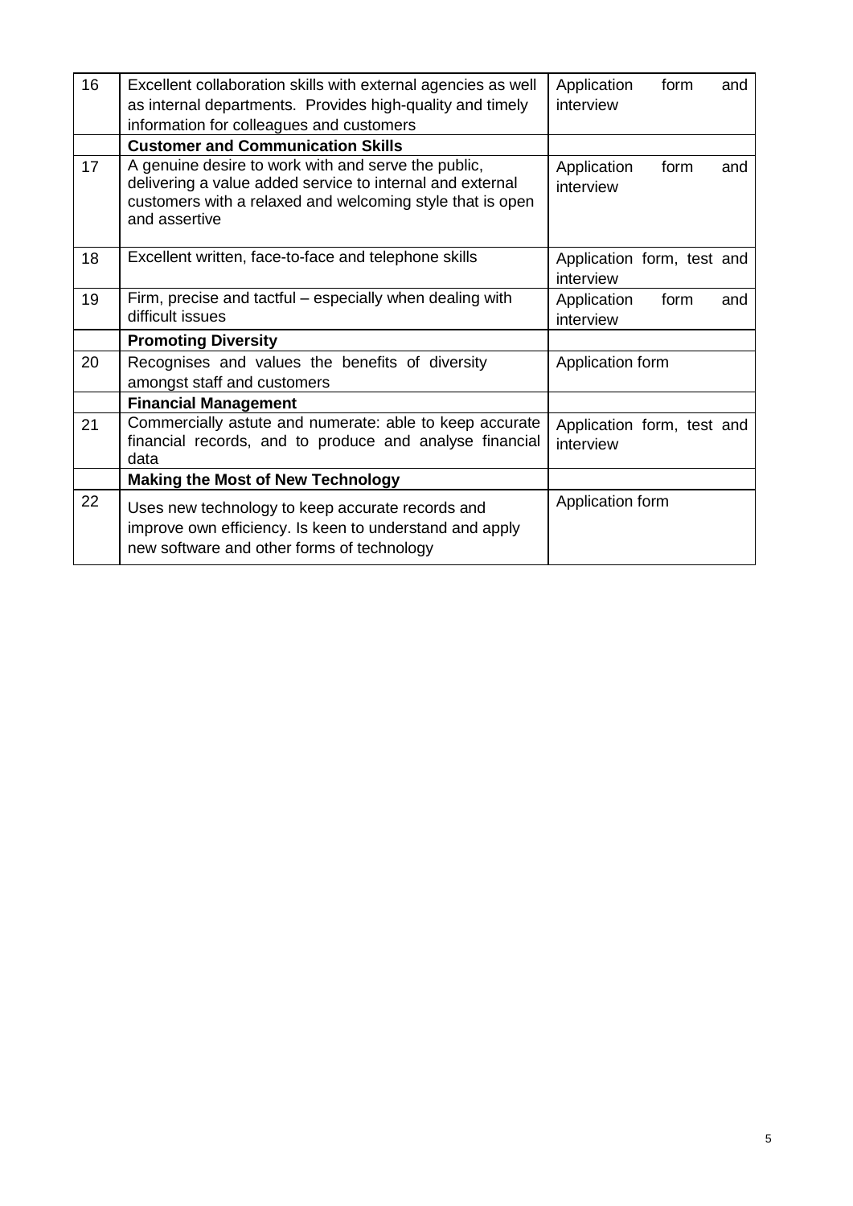| | | |
|---|---|---|
| 16 | Excellent collaboration skills with external agencies as well as internal departments. Provides high-quality and timely information for colleagues and customers | Application form and interview |
| | **Customer and Communication Skills** | |
| 17 | A genuine desire to work with and serve the public, delivering a value added service to internal and external customers with a relaxed and welcoming style that is open and assertive | Application form and interview |
| 18 | Excellent written, face-to-face and telephone skills | Application form, test and interview |
| 19 | Firm, precise and tactful – especially when dealing with difficult issues | Application form and interview |
| | **Promoting Diversity** | |
| 20 | Recognises and values the benefits of diversity amongst staff and customers | Application form |
| | **Financial Management** | |
| 21 | Commercially astute and numerate: able to keep accurate financial records, and to produce and analyse financial data | Application form, test and interview |
| | **Making the Most of New Technology** | |
| 22 | Uses new technology to keep accurate records and improve own efficiency. Is keen to understand and apply new software and other forms of technology | Application form |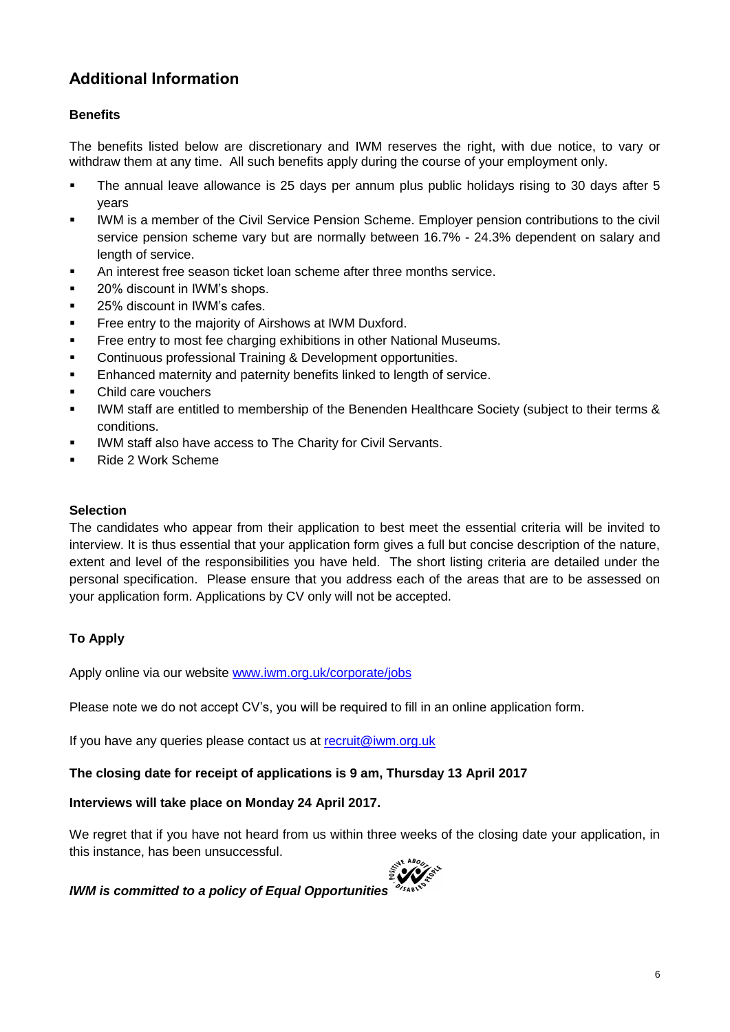## Additional Information

### Benefits

The benefits listed below are discretionary and IWM reserves the right, with due notice, to vary or withdraw them at any time. All such benefits apply during the course of your employment only.

- The annual leave allowance is 25 days per annum plus public holidays rising to 30 days after 5 years
- IWM is a member of the Civil Service Pension Scheme. Employer pension contributions to the civil service pension scheme vary but are normally between 16.7% - 24.3% dependent on salary and length of service.
- An interest free season ticket loan scheme after three months service.
- 20% discount in IWM's shops.
- 25% discount in IWM's cafes.
- Free entry to the majority of Airshows at IWM Duxford.
- Free entry to most fee charging exhibitions in other National Museums.
- Continuous professional Training & Development opportunities.
- Enhanced maternity and paternity benefits linked to length of service.
- Child care vouchers
- IWM staff are entitled to membership of the Benenden Healthcare Society (subject to their terms & conditions.
- IWM staff also have access to The Charity for Civil Servants.
- Ride 2 Work Scheme

### Selection

The candidates who appear from their application to best meet the essential criteria will be invited to interview. It is thus essential that your application form gives a full but concise description of the nature, extent and level of the responsibilities you have held. The short listing criteria are detailed under the personal specification. Please ensure that you address each of the areas that are to be assessed on your application form. Applications by CV only will not be accepted.

### To Apply

Apply online via our website [www.iwm.org.uk/corporate/jobs](http://www.iwm.org.uk/corporate/jobs)

Please note we do not accept CV's, you will be required to fill in an online application form.

If you have any queries please contact us at [recruit@iwm.org.uk](mailto:recruit@iwm.org.uk)

**The closing date for receipt of applications is 9 am, Thursday 13 April 2017**

**Interviews will take place on Monday 24 April 2017.**

We regret that if you have not heard from us within three weeks of the closing date your application, in this instance, has been unsuccessful.

***IWM is committed to a policy of Equal Opportunities***